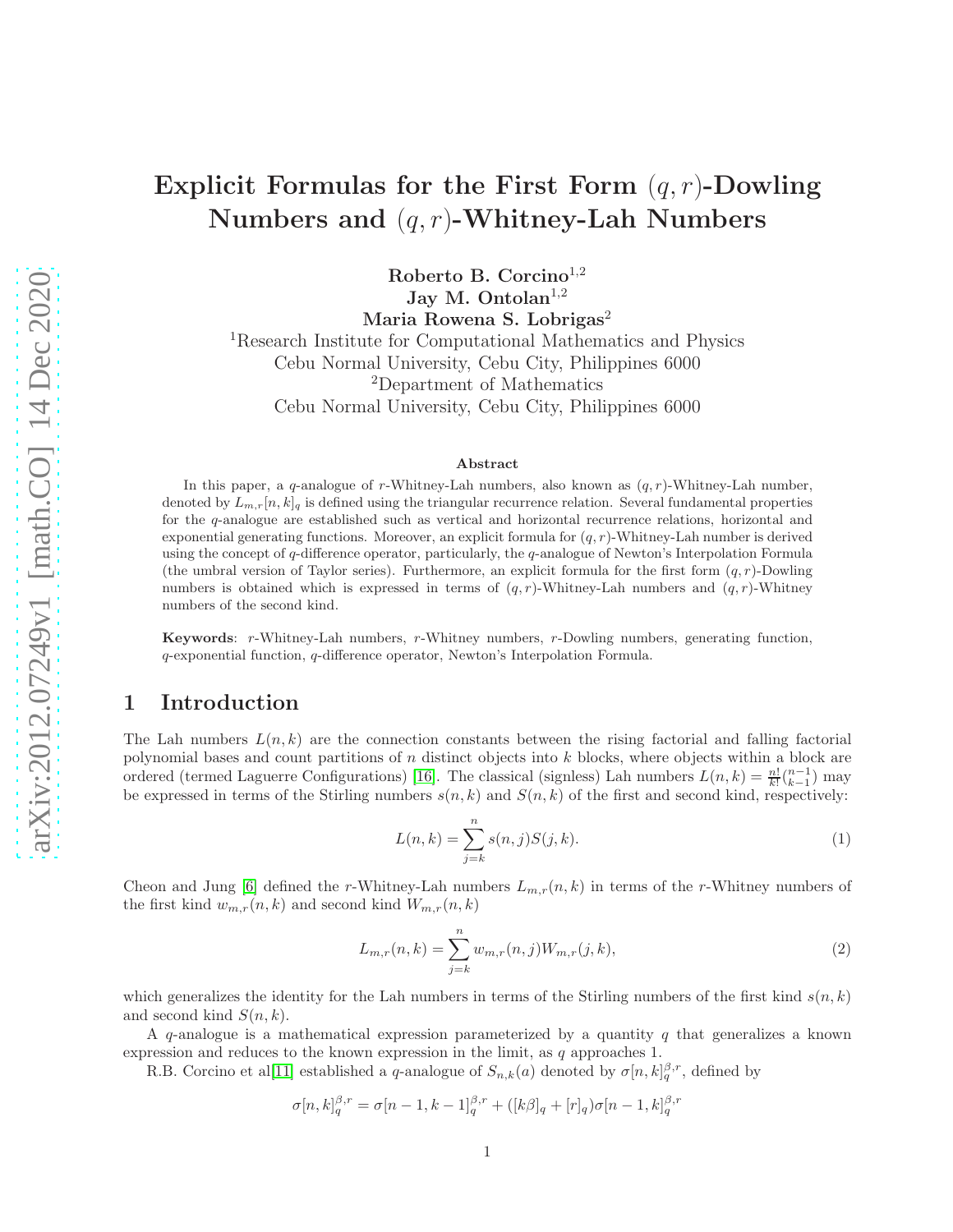# Explicit Formulas for the First Form $(q, r)$-Dowling Numbers and $(q, r)$-Whitney-Lah Numbers

**Roberto B. Corcino**[1,2]
**Jay M. Ontolan**[1,2]
**Maria Rowena S. Lobrigas**[2]

[1]Research Institute for Computational Mathematics and Physics
Cebu Normal University, Cebu City, Philippines 6000
[2]Department of Mathematics
Cebu Normal University, Cebu City, Philippines 6000

### Abstract

In this paper, a $q$-analogue of $r$-Whitney-Lah numbers, also known as $(q, r)$-Whitney-Lah number, denoted by $L_{m,r}[n, k]_q$ is defined using the triangular recurrence relation. Several fundamental properties for the $q$-analogue are established such as vertical and horizontal recurrence relations, horizontal and exponential generating functions. Moreover, an explicit formula for $(q, r)$-Whitney-Lah number is derived using the concept of $q$-difference operator, particularly, the $q$-analogue of Newton's Interpolation Formula (the umbral version of Taylor series). Furthermore, an explicit formula for the first form $(q, r)$-Dowling numbers is obtained which is expressed in terms of $(q, r)$-Whitney-Lah numbers and $(q, r)$-Whitney numbers of the second kind.

**Keywords**: $r$-Whitney-Lah numbers, $r$-Whitney numbers, $r$-Dowling numbers, generating function, $q$-exponential function, $q$-difference operator, Newton's Interpolation Formula.

## 1 Introduction

The Lah numbers $L(n, k)$ are the connection constants between the rising factorial and falling factorial polynomial bases and count partitions of $n$ distinct objects into $k$ blocks, where objects within a block are ordered (termed Laguerre Configurations) [16]. The classical (signless) Lah numbers $L(n, k) = \frac{n!}{k!}\binom{n-1}{k-1}$ may be expressed in terms of the Stirling numbers $s(n, k)$ and $S(n, k)$ of the first and second kind, respectively:

$$L(n, k) = \sum_{j=k}^{n} s(n, j)S(j, k). \tag{1}$$

Cheon and Jung [6] defined the $r$-Whitney-Lah numbers $L_{m,r}(n, k)$ in terms of the $r$-Whitney numbers of the first kind $w_{m,r}(n, k)$ and second kind $W_{m,r}(n, k)$

$$L_{m,r}(n, k) = \sum_{j=k}^{n} w_{m,r}(n, j)W_{m,r}(j, k), \tag{2}$$

which generalizes the identity for the Lah numbers in terms of the Stirling numbers of the first kind $s(n, k)$ and second kind $S(n, k)$.

A $q$-analogue is a mathematical expression parameterized by a quantity $q$ that generalizes a known expression and reduces to the known expression in the limit, as $q$ approaches 1.

R.B. Corcino et al[11] established a $q$-analogue of $S_{n,k}(a)$ denoted by $\sigma[n, k]_q^{\beta,r}$, defined by

$$\sigma[n, k]_q^{\beta,r} = \sigma[n-1, k-1]_q^{\beta,r} + ([k\beta]_q + [r]_q)\sigma[n-1, k]_q^{\beta,r}$$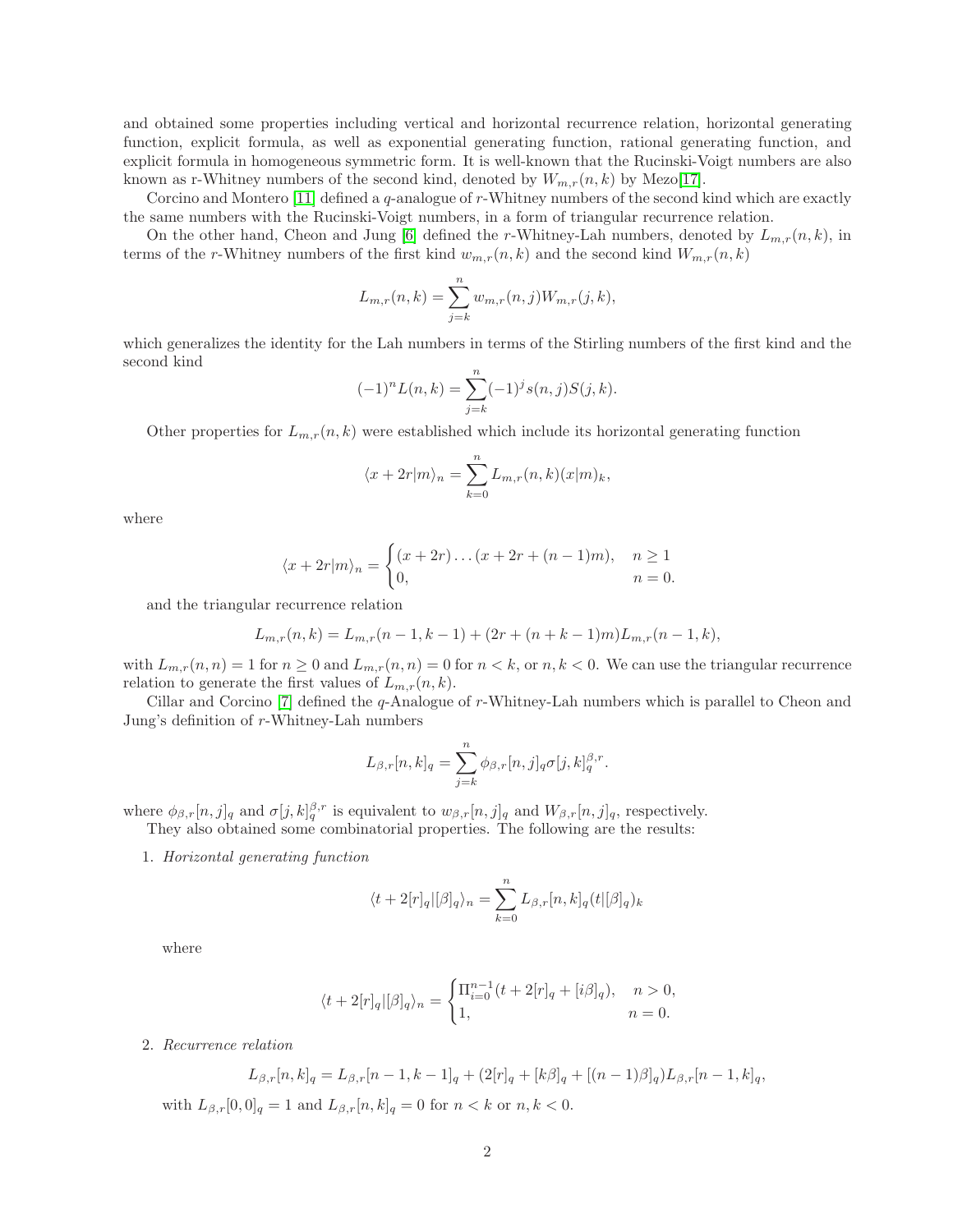and obtained some properties including vertical and horizontal recurrence relation, horizontal generating function, explicit formula, as well as exponential generating function, rational generating function, and explicit formula in homogeneous symmetric form. It is well-known that the Rucinski-Voigt numbers are also known as r-Whitney numbers of the second kind, denoted by $W_{m,r}(n,k)$ by Mezo[17].

Corcino and Montero [11] defined a $q$-analogue of $r$-Whitney numbers of the second kind which are exactly the same numbers with the Rucinski-Voigt numbers, in a form of triangular recurrence relation.

On the other hand, Cheon and Jung [6] defined the $r$-Whitney-Lah numbers, denoted by $L_{m,r}(n,k)$, in terms of the $r$-Whitney numbers of the first kind $w_{m,r}(n,k)$ and the second kind $W_{m,r}(n,k)$

$$L_{m,r}(n,k) = \sum_{j=k}^{n} w_{m,r}(n,j)W_{m,r}(j,k),$$

which generalizes the identity for the Lah numbers in terms of the Stirling numbers of the first kind and the second kind

$$(-1)^n L(n,k) = \sum_{j=k}^{n} (-1)^j s(n,j)S(j,k).$$

Other properties for $L_{m,r}(n,k)$ were established which include its horizontal generating function

$$\langle x+2r|m\rangle_n = \sum_{k=0}^{n} L_{m,r}(n,k)(x|m)_k,$$

where

$$\langle x+2r|m\rangle_n = \begin{cases} (x+2r)\dots(x+2r+(n-1)m), & n \geq 1 \\ 0, & n=0. \end{cases}$$

and the triangular recurrence relation

$$L_{m,r}(n,k) = L_{m,r}(n-1,k-1) + (2r+(n+k-1)m)L_{m,r}(n-1,k),$$

with $L_{m,r}(n,n) = 1$ for $n \geq 0$ and $L_{m,r}(n,n) = 0$ for $n < k$, or $n,k < 0$. We can use the triangular recurrence relation to generate the first values of $L_{m,r}(n,k)$.

Cillar and Corcino [7] defined the $q$-Analogue of $r$-Whitney-Lah numbers which is parallel to Cheon and Jung's definition of $r$-Whitney-Lah numbers

$$L_{\beta,r}[n,k]_q = \sum_{j=k}^{n} \phi_{\beta,r}[n,j]_q \sigma[j,k]_q^{\beta,r}.$$

where $\phi_{\beta,r}[n,j]_q$ and $\sigma[j,k]_q^{\beta,r}$ is equivalent to $w_{\beta,r}[n,j]_q$ and $W_{\beta,r}[n,j]_q$, respectively.

They also obtained some combinatorial properties. The following are the results:

1. *Horizontal generating function*

$$\langle t+2[r]_q|[\beta]_q\rangle_n = \sum_{k=0}^{n} L_{\beta,r}[n,k]_q (t|[\beta]_q)_k$$

where

$$\langle t+2[r]_q|[\beta]_q\rangle_n = \begin{cases} \Pi_{i=0}^{n-1}(t+2[r]_q+[i\beta]_q), & n>0, \\ 1, & n=0. \end{cases}$$

2. *Recurrence relation*

$$L_{\beta,r}[n,k]_q = L_{\beta,r}[n-1,k-1]_q + (2[r]_q + [k\beta]_q + [(n-1)\beta]_q)L_{\beta,r}[n-1,k]_q,$$

with $L_{\beta,r}[0,0]_q = 1$ and $L_{\beta,r}[n,k]_q = 0$ for $n < k$ or $n,k < 0$.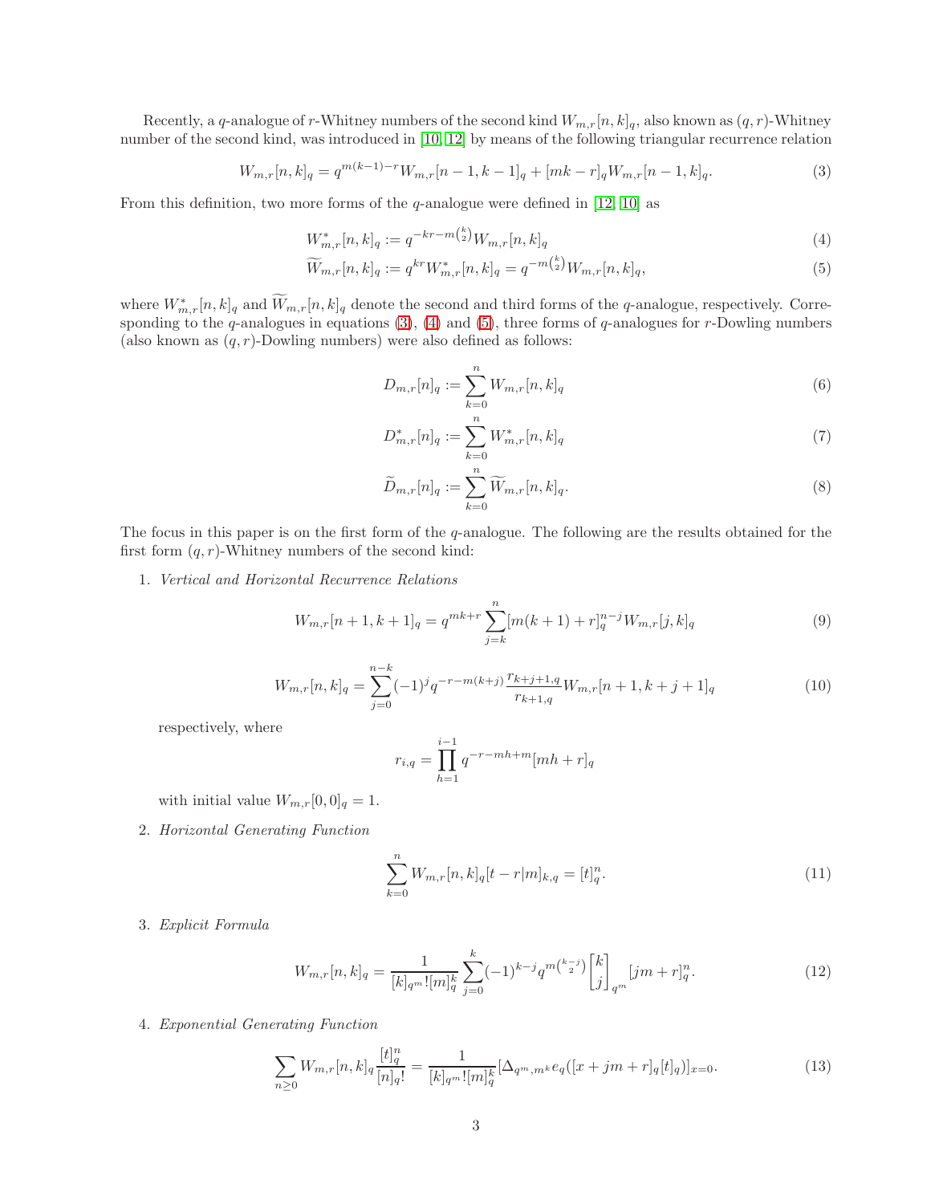Recently, a $q$-analogue of $r$-Whitney numbers of the second kind $W_{m,r}[n,k]_q$, also known as $(q,r)$-Whitney number of the second kind, was introduced in [10, 12] by means of the following triangular recurrence relation

$$W_{m,r}[n,k]_q = q^{m(k-1)-r}W_{m,r}[n-1,k-1]_q + [mk-r]_q W_{m,r}[n-1,k]_q. \tag{3}$$

From this definition, two more forms of the $q$-analogue were defined in [12, 10] as

$$W^*_{m,r}[n,k]_q := q^{-kr-m\binom{k}{2}}W_{m,r}[n,k]_q \tag{4}$$

$$\widetilde{W}_{m,r}[n,k]_q := q^{kr}W^*_{m,r}[n,k]_q = q^{-m\binom{k}{2}}W_{m,r}[n,k]_q, \tag{5}$$

where $W^*_{m,r}[n,k]_q$ and $\widetilde{W}_{m,r}[n,k]_q$ denote the second and third forms of the $q$-analogue, respectively. Corresponding to the $q$-analogues in equations (3), (4) and (5), three forms of $q$-analogues for $r$-Dowling numbers (also known as $(q,r)$-Dowling numbers) were also defined as follows:

$$D_{m,r}[n]_q := \sum_{k=0}^{n} W_{m,r}[n,k]_q \tag{6}$$

$$D^*_{m,r}[n]_q := \sum_{k=0}^{n} W^*_{m,r}[n,k]_q \tag{7}$$

$$\widetilde{D}_{m,r}[n]_q := \sum_{k=0}^{n} \widetilde{W}_{m,r}[n,k]_q. \tag{8}$$

The focus in this paper is on the first form of the $q$-analogue. The following are the results obtained for the first form $(q,r)$-Whitney numbers of the second kind:

1. *Vertical and Horizontal Recurrence Relations*

$$W_{m,r}[n+1,k+1]_q = q^{mk+r}\sum_{j=k}^{n}[m(k+1)+r]_q^{n-j}W_{m,r}[j,k]_q \tag{9}$$

$$W_{m,r}[n,k]_q = \sum_{j=0}^{n-k}(-1)^j q^{-r-m(k+j)}\frac{r_{k+j+1,q}}{r_{k+1,q}}W_{m,r}[n+1,k+j+1]_q \tag{10}$$

respectively, where

$$r_{i,q} = \prod_{h=1}^{i-1} q^{-r-mh+m}[mh+r]_q$$

with initial value $W_{m,r}[0,0]_q = 1$.

2. *Horizontal Generating Function*

$$\sum_{k=0}^{n} W_{m,r}[n,k]_q[t-r|m]_{k,q} = [t]_q^n. \tag{11}$$

3. *Explicit Formula*

$$W_{m,r}[n,k]_q = \frac{1}{[k]_{q^m}![m]_q^k}\sum_{j=0}^{k}(-1)^{k-j}q^{m\binom{k-j}{2}}\begin{bmatrix}k\\j\end{bmatrix}_{q^m}[jm+r]_q^n. \tag{12}$$

4. *Exponential Generating Function*

$$\sum_{n\geq 0} W_{m,r}[n,k]_q\frac{[t]_q^n}{[n]_q!} = \frac{1}{[k]_{q^m}![m]_q^k}[\Delta_{q^m,m^k}e_q([x+jm+r]_q[t]_q)]_{x=0}. \tag{13}$$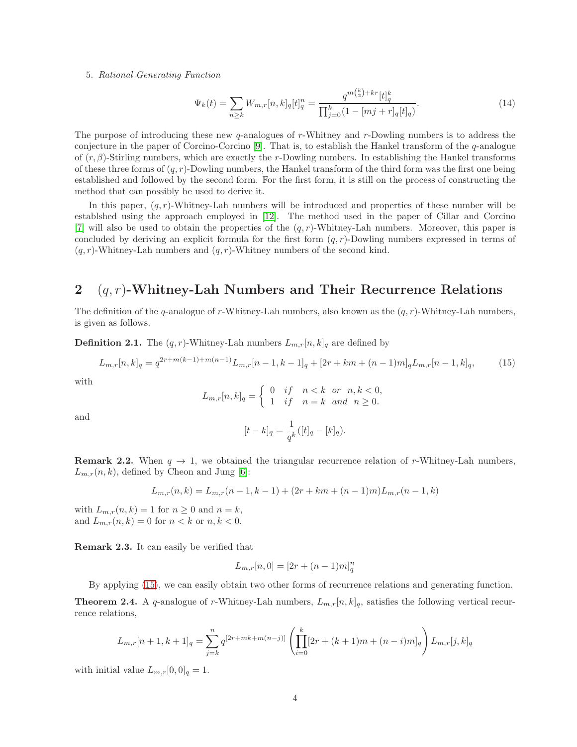5. *Rational Generating Function*

$$\Psi_k(t) = \sum_{n \geq k} W_{m,r}[n,k]_q [t]_q^n = \frac{q^{m\binom{k}{2}+kr}[t]_q^k}{\prod_{j=0}^{k}(1-[mj+r]_q[t]_q)}. \tag{14}$$

The purpose of introducing these new $q$-analogues of $r$-Whitney and $r$-Dowling numbers is to address the conjecture in the paper of Corcino-Corcino [9]. That is, to establish the Hankel transform of the $q$-analogue of $(r,\beta)$-Stirling numbers, which are exactly the $r$-Dowling numbers. In establishing the Hankel transforms of these three forms of $(q,r)$-Dowling numbers, the Hankel transform of the third form was the first one being established and followed by the second form. For the first form, it is still on the process of constructing the method that can possibly be used to derive it.

In this paper, $(q,r)$-Whitney-Lah numbers will be introduced and properties of these number will be establshed using the approach employed in [12]. The method used in the paper of Cillar and Corcino [7] will also be used to obtain the properties of the $(q,r)$-Whitney-Lah numbers. Moreover, this paper is concluded by deriving an explicit formula for the first form $(q,r)$-Dowling numbers expressed in terms of $(q,r)$-Whitney-Lah numbers and $(q,r)$-Whitney numbers of the second kind.

## 2 $(q,r)$-Whitney-Lah Numbers and Their Recurrence Relations

The definition of the $q$-analogue of $r$-Whitney-Lah numbers, also known as the $(q,r)$-Whitney-Lah numbers, is given as follows.

**Definition 2.1.** The $(q,r)$-Whitney-Lah numbers $L_{m,r}[n,k]_q$ are defined by

$$L_{m,r}[n,k]_q = q^{2r+m(k-1)+m(n-1)} L_{m,r}[n-1,k-1]_q + [2r+km+(n-1)m]_q L_{m,r}[n-1,k]_q, \tag{15}$$

with

$$L_{m,r}[n,k]_q = \begin{cases} 0 & if \quad n<k \quad or \quad n,k<0, \\ 1 & if \quad n=k \quad and \quad n \geq 0. \end{cases}$$

and

$$[t-k]_q = \frac{1}{q^k}([t]_q - [k]_q).$$

**Remark 2.2.** When $q \to 1$, we obtained the triangular recurrence relation of $r$-Whitney-Lah numbers, $L_{m,r}(n,k)$, defined by Cheon and Jung [6]:

$$L_{m,r}(n,k) = L_{m,r}(n-1,k-1) + (2r+km+(n-1)m)L_{m,r}(n-1,k)$$

with $L_{m,r}(n,k) = 1$ for $n \geq 0$ and $n = k$,
and $L_{m,r}(n,k) = 0$ for $n < k$ or $n, k < 0$.

**Remark 2.3.** It can easily be verified that

$$L_{m,r}[n,0] = [2r+(n-1)m]_q^n$$

By applying (15), we can easily obtain two other forms of recurrence relations and generating function.

**Theorem 2.4.** A $q$-analogue of $r$-Whitney-Lah numbers, $L_{m,r}[n,k]_q$, satisfies the following vertical recurrence relations,

$$L_{m,r}[n+1,k+1]_q = \sum_{j=k}^{n} q^{[2r+mk+m(n-j)]} \left( \prod_{i=0}^{k} [2r+(k+1)m+(n-i)m]_q \right) L_{m,r}[j,k]_q$$

with initial value $L_{m,r}[0,0]_q = 1$.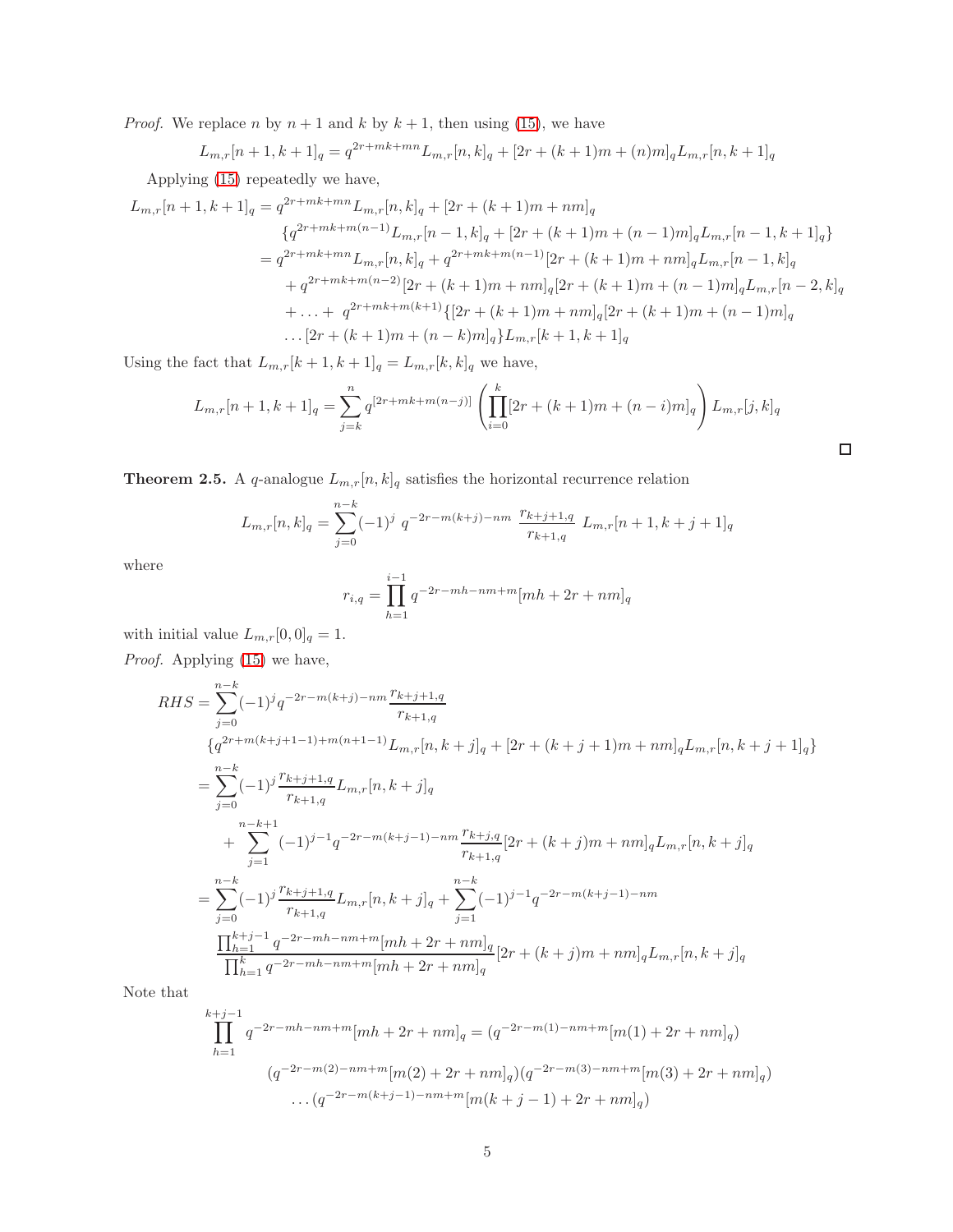*Proof.* We replace $n$ by $n+1$ and $k$ by $k+1$, then using (15), we have

$$L_{m,r}[n+1,k+1]_q = q^{2r+mk+mn} L_{m,r}[n,k]_q + [2r+(k+1)m+(n)m]_q L_{m,r}[n,k+1]_q$$

Applying (15) repeatedly we have,

$$\begin{aligned}
L_{m,r}[n+1,k+1]_q &= q^{2r+mk+mn} L_{m,r}[n,k]_q + [2r+(k+1)m+nm]_q \\
&\quad \{q^{2r+mk+m(n-1)} L_{m,r}[n-1,k]_q + [2r+(k+1)m+(n-1)m]_q L_{m,r}[n-1,k+1]_q\} \\
&= q^{2r+mk+mn} L_{m,r}[n,k]_q + q^{2r+mk+m(n-1)}[2r+(k+1)m+nm]_q L_{m,r}[n-1,k]_q \\
&\quad + q^{2r+mk+m(n-2)}[2r+(k+1)m+nm]_q[2r+(k+1)m+(n-1)m]_q L_{m,r}[n-2,k]_q \\
&\quad + \ldots + \ q^{2r+mk+m(k+1)}\{[2r+(k+1)m+nm]_q[2r+(k+1)m+(n-1)m]_q \\
&\quad \ldots [2r+(k+1)m+(n-k)m]_q\} L_{m,r}[k+1,k+1]_q
\end{aligned}$$

Using the fact that $L_{m,r}[k+1,k+1]_q = L_{m,r}[k,k]_q$ we have,

$$L_{m,r}[n+1,k+1]_q = \sum_{j=k}^{n} q^{[2r+mk+m(n-j)]} \left( \prod_{i=0}^{k} [2r+(k+1)m+(n-i)m]_q \right) L_{m,r}[j,k]_q$$

□

**Theorem 2.5.** A $q$-analogue $L_{m,r}[n,k]_q$ satisfies the horizontal recurrence relation

$$L_{m,r}[n,k]_q = \sum_{j=0}^{n-k} (-1)^j \ q^{-2r-m(k+j)-nm} \ \frac{r_{k+j+1,q}}{r_{k+1,q}} \ L_{m,r}[n+1,k+j+1]_q$$

where

$$r_{i,q} = \prod_{h=1}^{i-1} q^{-2r-mh-nm+m}[mh+2r+nm]_q$$

with initial value $L_{m,r}[0,0]_q = 1$.

*Proof.* Applying (15) we have,

$$\begin{aligned}
RHS &= \sum_{j=0}^{n-k} (-1)^j q^{-2r-m(k+j)-nm} \frac{r_{k+j+1,q}}{r_{k+1,q}} \\
&\quad \{q^{2r+m(k+j+1-1)+m(n+1-1)} L_{m,r}[n,k+j]_q + [2r+(k+j+1)m+nm]_q L_{m,r}[n,k+j+1]_q\} \\
&= \sum_{j=0}^{n-k} (-1)^j \frac{r_{k+j+1,q}}{r_{k+1,q}} L_{m,r}[n,k+j]_q \\
&\quad + \sum_{j=1}^{n-k+1} (-1)^{j-1} q^{-2r-m(k+j-1)-nm} \frac{r_{k+j,q}}{r_{k+1,q}} [2r+(k+j)m+nm]_q L_{m,r}[n,k+j]_q \\
&= \sum_{j=0}^{n-k} (-1)^j \frac{r_{k+j+1,q}}{r_{k+1,q}} L_{m,r}[n,k+j]_q + \sum_{j=1}^{n-k} (-1)^{j-1} q^{-2r-m(k+j-1)-nm} \\
&\quad \frac{\prod_{h=1}^{k+j-1} q^{-2r-mh-nm+m}[mh+2r+nm]_q}{\prod_{h=1}^{k} q^{-2r-mh-nm+m}[mh+2r+nm]_q} [2r+(k+j)m+nm]_q L_{m,r}[n,k+j]_q
\end{aligned}$$

Note that

$$\begin{aligned}
\prod_{h=1}^{k+j-1} q^{-2r-mh-nm+m}[mh+2r+nm]_q &= (q^{-2r-m(1)-nm+m}[m(1)+2r+nm]_q) \\
&\quad (q^{-2r-m(2)-nm+m}[m(2)+2r+nm]_q)(q^{-2r-m(3)-nm+m}[m(3)+2r+nm]_q) \\
&\quad \ldots (q^{-2r-m(k+j-1)-nm+m}[m(k+j-1)+2r+nm]_q)
\end{aligned}$$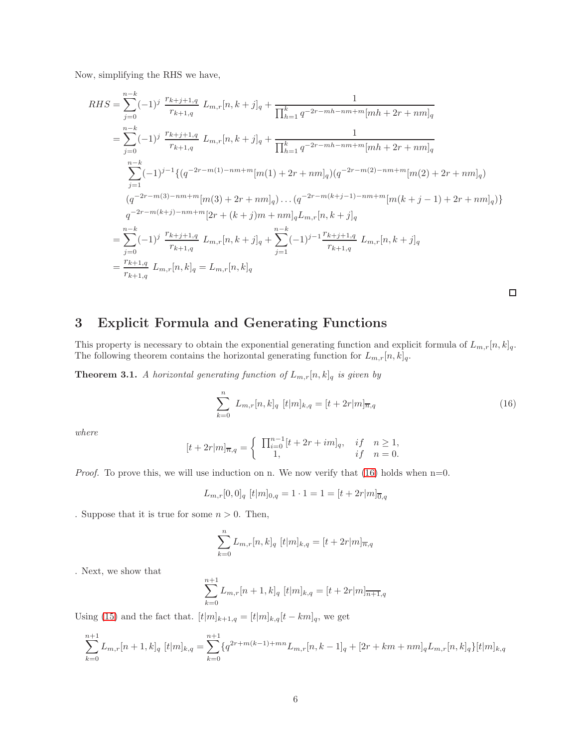Now, simplifying the RHS we have,

$$
\begin{aligned}
RHS &= \sum_{j=0}^{n-k}(-1)^j \, \frac{r_{k+j+1,q}}{r_{k+1,q}} \, L_{m,r}[n,k+j]_q + \frac{1}{\prod_{h=1}^{k} q^{-2r-mh-nm+m}[mh+2r+nm]_q} \\
&= \sum_{j=0}^{n-k}(-1)^j \, \frac{r_{k+j+1,q}}{r_{k+1,q}} \, L_{m,r}[n,k+j]_q + \frac{1}{\prod_{h=1}^{k} q^{-2r-mh-nm+m}[mh+2r+nm]_q} \\
&\quad \sum_{j=1}^{n-k}(-1)^{j-1}\{(q^{-2r-m(1)-nm+m}[m(1)+2r+nm]_q)(q^{-2r-m(2)-nm+m}[m(2)+2r+nm]_q) \\
&\quad (q^{-2r-m(3)-nm+m}[m(3)+2r+nm]_q)\dots(q^{-2r-m(k+j-1)-nm+m}[m(k+j-1)+2r+nm]_q)\} \\
&\quad q^{-2r-m(k+j)-nm+m}[2r+(k+j)m+nm]_q L_{m,r}[n,k+j]_q \\
&= \sum_{j=0}^{n-k}(-1)^j \, \frac{r_{k+j+1,q}}{r_{k+1,q}} \, L_{m,r}[n,k+j]_q + \sum_{j=1}^{n-k}(-1)^{j-1}\frac{r_{k+j+1,q}}{r_{k+1,q}} \, L_{m,r}[n,k+j]_q \\
&= \frac{r_{k+1,q}}{r_{k+1,q}} \, L_{m,r}[n,k]_q = L_{m,r}[n,k]_q
\end{aligned}
$$

□

## 3 Explicit Formula and Generating Functions

This property is necessary to obtain the exponential generating function and explicit formula of $L_{m,r}[n,k]_q$. The following theorem contains the horizontal generating function for $L_{m,r}[n,k]_q$.

**Theorem 3.1.** *A horizontal generating function of $L_{m,r}[n,k]_q$ is given by*

$$
\sum_{k=0}^{n} \, L_{m,r}[n,k]_q \; [t|m]_{k,q} = [t+2r|m]_{\overline{n},q} \tag{16}
$$

*where*

$$
[t+2r|m]_{\overline{n},q} = \begin{cases} \prod_{i=0}^{n-1}[t+2r+im]_q, & if \quad n \geq 1, \\ 1, & if \quad n = 0. \end{cases}
$$

*Proof.* To prove this, we will use induction on n. We now verify that (16) holds when n=0.

$$
L_{m,r}[0,0]_q \; [t|m]_{0,q} = 1 \cdot 1 = 1 = [t+2r|m]_{\overline{0},q}
$$

. Suppose that it is true for some $n > 0$. Then,

$$
\sum_{k=0}^{n} L_{m,r}[n,k]_q \; [t|m]_{k,q} = [t+2r|m]_{\overline{n},q}
$$

. Next, we show that

$$
\sum_{k=0}^{n+1} L_{m,r}[n+1,k]_q \; [t|m]_{k,q} = [t+2r|m]_{\overline{n+1},q}
$$

Using (15) and the fact that. $[t|m]_{k+1,q} = [t|m]_{k,q}[t-km]_q$, we get

$$
\sum_{k=0}^{n+1} L_{m,r}[n+1,k]_q \; [t|m]_{k,q} = \sum_{k=0}^{n+1}\{q^{2r+m(k-1)+mn}L_{m,r}[n,k-1]_q + [2r+km+nm]_q L_{m,r}[n,k]_q\}[t|m]_{k,q}
$$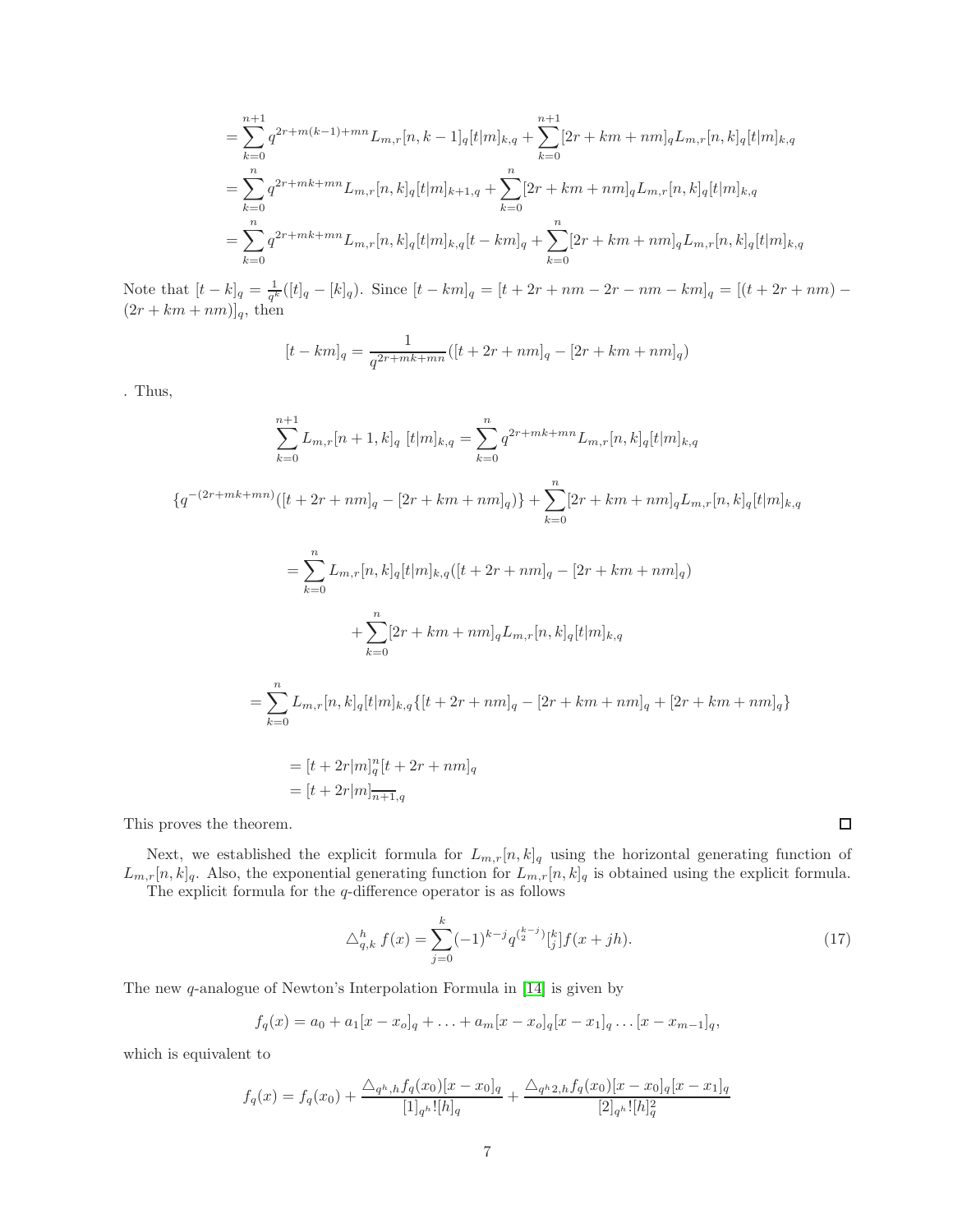$$
\begin{aligned}
&= \sum_{k=0}^{n+1} q^{2r+m(k-1)+mn} L_{m,r}[n,k-1]_q [t|m]_{k,q} + \sum_{k=0}^{n+1} [2r+km+nm]_q L_{m,r}[n,k]_q [t|m]_{k,q} \\
&= \sum_{k=0}^{n} q^{2r+mk+mn} L_{m,r}[n,k]_q [t|m]_{k+1,q} + \sum_{k=0}^{n} [2r+km+nm]_q L_{m,r}[n,k]_q [t|m]_{k,q} \\
&= \sum_{k=0}^{n} q^{2r+mk+mn} L_{m,r}[n,k]_q [t|m]_{k,q} [t-km]_q + \sum_{k=0}^{n} [2r+km+nm]_q L_{m,r}[n,k]_q [t|m]_{k,q}
\end{aligned}
$$

Note that $[t-k]_q = \frac{1}{q^k}([t]_q - [k]_q)$. Since $[t-km]_q = [t+2r+nm-2r-nm-km]_q = [(t+2r+nm)-(2r+km+nm)]_q$, then

$$
[t-km]_q = \frac{1}{q^{2r+mk+mn}}([t+2r+nm]_q - [2r+km+nm]_q)
$$

. Thus,

$$
\sum_{k=0}^{n+1} L_{m,r}[n+1,k]_q \ [t|m]_{k,q} = \sum_{k=0}^{n} q^{2r+mk+mn} L_{m,r}[n,k]_q [t|m]_{k,q}
$$

$$
\{q^{-(2r+mk+mn)}([t+2r+nm]_q - [2r+km+nm]_q)\} + \sum_{k=0}^{n} [2r+km+nm]_q L_{m,r}[n,k]_q [t|m]_{k,q}
$$

$$
= \sum_{k=0}^{n} L_{m,r}[n,k]_q [t|m]_{k,q} ([t+2r+nm]_q - [2r+km+nm]_q)
$$

$$
+ \sum_{k=0}^{n} [2r+km+nm]_q L_{m,r}[n,k]_q [t|m]_{k,q}
$$

$$
= \sum_{k=0}^{n} L_{m,r}[n,k]_q [t|m]_{k,q} \{[t+2r+nm]_q - [2r+km+nm]_q + [2r+km+nm]_q\}
$$

$$
\begin{aligned}
&= [t+2r|m]_q^{n} [t+2r+nm]_q \\
&= [t+2r|m]_{\overline{n+1},q}
\end{aligned}
$$

This proves the theorem. $\square$

Next, we established the explicit formula for $L_{m,r}[n,k]_q$ using the horizontal generating function of $L_{m,r}[n,k]_q$. Also, the exponential generating function for $L_{m,r}[n,k]_q$ is obtained using the explicit formula.

The explicit formula for the $q$-difference operator is as follows

$$
\triangle_{q,k}^{h} f(x) = \sum_{j=0}^{k} (-1)^{k-j} q^{\binom{k-j}{2}} \left[\begin{smallmatrix} k \\ j \end{smallmatrix}\right] f(x+jh). \tag{17}
$$

The new $q$-analogue of Newton's Interpolation Formula in [14] is given by

$$
f_q(x) = a_0 + a_1[x-x_o]_q + \ldots + a_m[x-x_o]_q[x-x_1]_q \ldots [x-x_{m-1}]_q,
$$

which is equivalent to

$$
f_q(x) = f_q(x_0) + \frac{\triangle_{q^h,h} f_q(x_0)[x-x_0]_q}{[1]_{q^h}![h]_q} + \frac{\triangle_{q^h 2,h} f_q(x_0)[x-x_0]_q[x-x_1]_q}{[2]_{q^h}![h]_q^2}
$$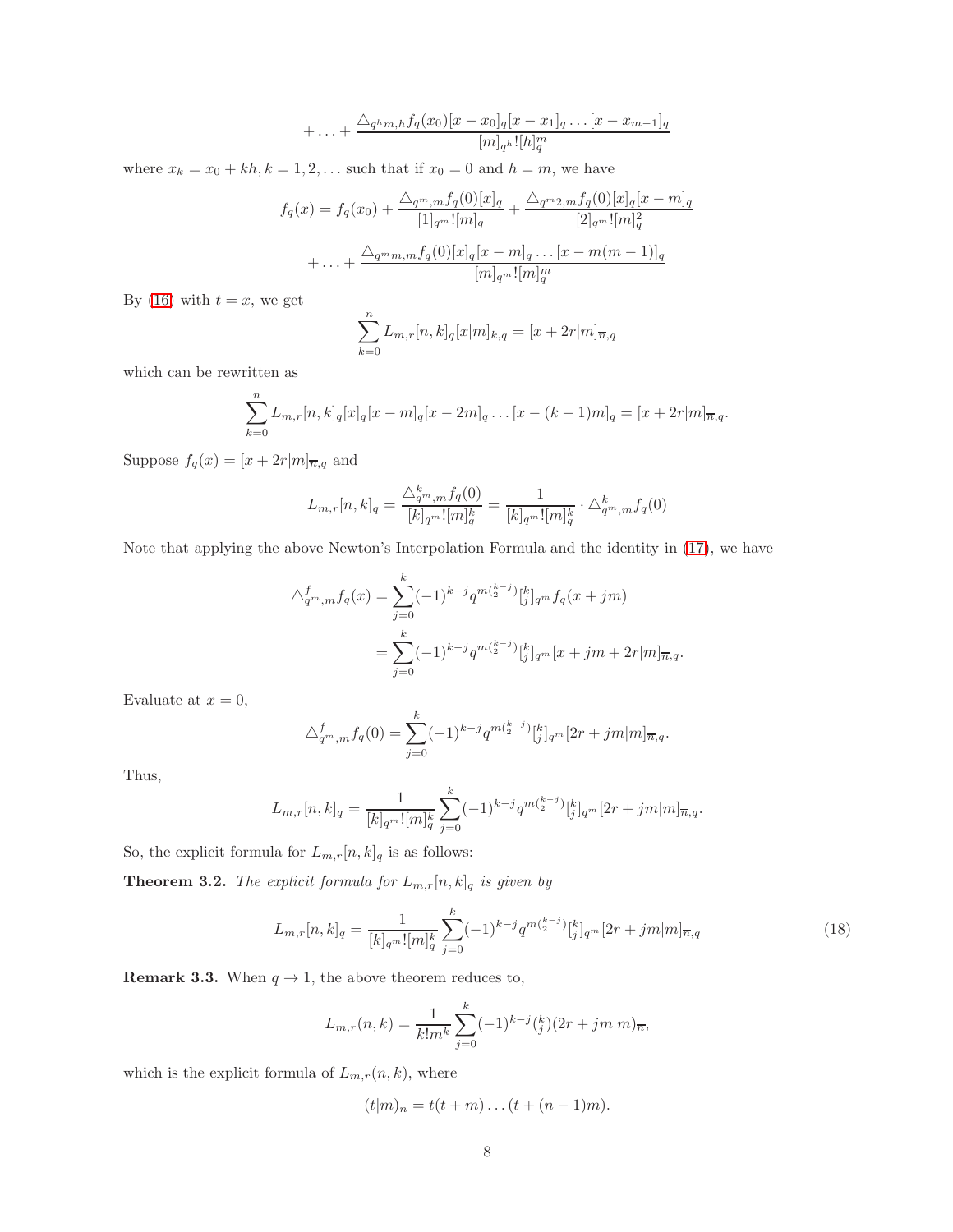$$+\ldots+\frac{\triangle_{q^hm,h}f_q(x_0)[x-x_0]_q[x-x_1]_q\ldots[x-x_{m-1}]_q}{[m]_{q^h}![h]_q^m}$$

where $x_k = x_0 + kh, k = 1, 2, \ldots$ such that if $x_0 = 0$ and $h = m$, we have

$$f_q(x) = f_q(x_0) + \frac{\triangle_{q^m,m}f_q(0)[x]_q}{[1]_{q^m}![m]_q} + \frac{\triangle_{q^m2,m}f_q(0)[x]_q[x-m]_q}{[2]_{q^m}![m]_q^2}$$

$$+\ldots+\frac{\triangle_{q^mm,m}f_q(0)[x]_q[x-m]_q\ldots[x-m(m-1)]_q}{[m]_{q^m}![m]_q^m}$$

By (16) with $t = x$, we get

$$\sum_{k=0}^{n} L_{m,r}[n,k]_q[x|m]_{k,q} = [x+2r|m]_{\overline{n},q}$$

which can be rewritten as

$$\sum_{k=0}^{n} L_{m,r}[n,k]_q[x]_q[x-m]_q[x-2m]_q\ldots[x-(k-1)m]_q = [x+2r|m]_{\overline{n},q}.$$

Suppose $f_q(x) = [x+2r|m]_{\overline{n},q}$ and

$$L_{m,r}[n,k]_q = \frac{\triangle^k_{q^m,m}f_q(0)}{[k]_{q^m}![m]_q^k} = \frac{1}{[k]_{q^m}![m]_q^k}\cdot\triangle^k_{q^m,m}f_q(0)$$

Note that applying the above Newton's Interpolation Formula and the identity in (17), we have

$$\begin{aligned}\triangle^f_{q^m,m}f_q(x) &= \sum_{j=0}^{k}(-1)^{k-j}q^{m\binom{k-j}{2}}{\textstyle\left[{k \atop j}\right]}_{q^m}f_q(x+jm)\\ &= \sum_{j=0}^{k}(-1)^{k-j}q^{m\binom{k-j}{2}}{\textstyle\left[{k \atop j}\right]}_{q^m}[x+jm+2r|m]_{\overline{n},q}.\end{aligned}$$

Evaluate at $x = 0$,

$$\triangle^f_{q^m,m}f_q(0) = \sum_{j=0}^{k}(-1)^{k-j}q^{m\binom{k-j}{2}}{\textstyle\left[{k \atop j}\right]}_{q^m}[2r+jm|m]_{\overline{n},q}.$$

Thus,

$$L_{m,r}[n,k]_q = \frac{1}{[k]_{q^m}![m]_q^k}\sum_{j=0}^{k}(-1)^{k-j}q^{m\binom{k-j}{2}}{\textstyle\left[{k \atop j}\right]}_{q^m}[2r+jm|m]_{\overline{n},q}.$$

So, the explicit formula for $L_{m,r}[n,k]_q$ is as follows:

**Theorem 3.2.** *The explicit formula for $L_{m,r}[n,k]_q$ is given by*

$$L_{m,r}[n,k]_q = \frac{1}{[k]_{q^m}![m]_q^k}\sum_{j=0}^{k}(-1)^{k-j}q^{m\binom{k-j}{2}}{\textstyle\left[{k \atop j}\right]}_{q^m}[2r+jm|m]_{\overline{n},q} \tag{18}$$

**Remark 3.3.** When $q \to 1$, the above theorem reduces to,

$$L_{m,r}(n,k) = \frac{1}{k!m^k}\sum_{j=0}^{k}(-1)^{k-j}\binom{k}{j}(2r+jm|m)_{\overline{n}},$$

which is the explicit formula of $L_{m,r}(n,k)$, where

$$(t|m)_{\overline{n}} = t(t+m)\ldots(t+(n-1)m).$$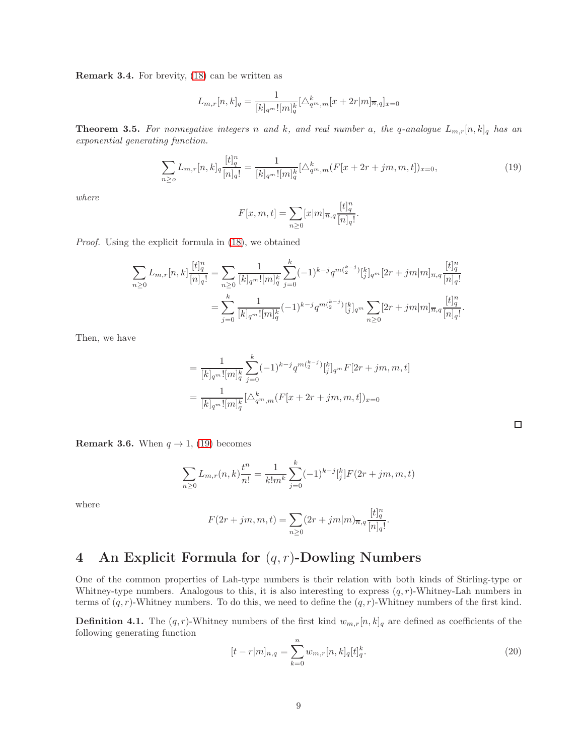**Remark 3.4.** For brevity, (18) can be written as

$$L_{m,r}[n,k]_q = \frac{1}{[k]_{q^m}![m]_q^k}[\triangle^k_{q^m,m}[x+2r|m]_{\overline{n},q}]_{x=0}$$

**Theorem 3.5.** *For nonnegative integers $n$ and $k$, and real number $a$, the $q$-analogue $L_{m,r}[n,k]_q$ has an exponential generating function.*

$$\sum_{n\geq o} L_{m,r}[n,k]_q \frac{[t]_q^n}{[n]_q!} = \frac{1}{[k]_{q^m}![m]_q^k}[\triangle^k_{q^m,m}(F[x+2r+jm,m,t])_{x=0}, \tag{19}$$

*where*

$$F[x,m,t] = \sum_{n\geq 0}[x|m]_{\overline{n},q}\frac{[t]_q^n}{[n]_q!}.$$

*Proof.* Using the explicit formula in (18), we obtained

$$\begin{aligned}
\sum_{n\geq 0} L_{m,r}[n,k]\frac{[t]_q^n}{[n]_q!} &= \sum_{n\geq 0}\frac{1}{[k]_{q^m}![m]_q^k}\sum_{j=0}^{k}(-1)^{k-j}q^{m\binom{k-j}{2}}\left[{k \atop j}\right]_{q^m}[2r+jm|m]_{\overline{n},q}\frac{[t]_q^n}{[n]_q!}\\
&= \sum_{j=0}^{k}\frac{1}{[k]_{q^m}![m]_q^k}(-1)^{k-j}q^{m\binom{k-j}{2}}\left[{k \atop j}\right]_{q^m}\sum_{n\geq 0}[2r+jm|m]_{\overline{n},q}\frac{[t]_q^n}{[n]_q!}.
\end{aligned}$$

Then, we have

$$\begin{aligned}
&= \frac{1}{[k]_{q^m}![m]_q^k}\sum_{j=0}^{k}(-1)^{k-j}q^{m\binom{k-j}{2}}\left[{k \atop j}\right]_{q^m}F[2r+jm,m,t]\\
&= \frac{1}{[k]_{q^m}![m]_q^k}[\triangle^k_{q^m,m}(F[x+2r+jm,m,t])_{x=0}
\end{aligned}$$

□

**Remark 3.6.** When $q\to 1$, (19) becomes

$$\sum_{n\geq 0} L_{m,r}(n,k)\frac{t^n}{n!} = \frac{1}{k!m^k}\sum_{j=0}^{k}(-1)^{k-j}\left[{k \atop j}\right]F(2r+jm,m,t)$$

where

$$F(2r+jm,m,t) = \sum_{n\geq 0}(2r+jm|m)_{\overline{n},q}\frac{[t]_q^n}{[n]_q!}.$$

# 4 An Explicit Formula for $(q,r)$-Dowling Numbers

One of the common properties of Lah-type numbers is their relation with both kinds of Stirling-type or Whitney-type numbers. Analogous to this, it is also interesting to express $(q,r)$-Whitney-Lah numbers in terms of $(q,r)$-Whitney numbers. To do this, we need to define the $(q,r)$-Whitney numbers of the first kind.

**Definition 4.1.** The $(q,r)$-Whitney numbers of the first kind $w_{m,r}[n,k]_q$ are defined as coefficients of the following generating function

$$[t-r|m]_{n,q} = \sum_{k=0}^{n} w_{m,r}[n,k]_q[t]_q^k. \tag{20}$$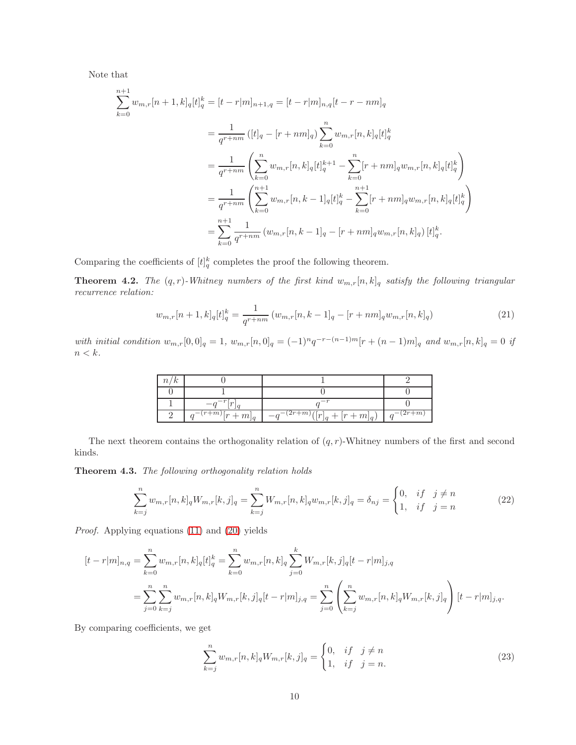Note that

$$
\begin{aligned}
\sum_{k=0}^{n+1} w_{m,r}[n+1,k]_q [t]_q^k &= [t-r|m]_{n+1,q} = [t-r|m]_{n,q}[t-r-nm]_q \\
&= \frac{1}{q^{r+nm}} \left([t]_q - [r+nm]_q\right) \sum_{k=0}^{n} w_{m,r}[n,k]_q [t]_q^k \\
&= \frac{1}{q^{r+nm}} \left( \sum_{k=0}^{n} w_{m,r}[n,k]_q [t]_q^{k+1} - \sum_{k=0}^{n} [r+nm]_q w_{m,r}[n,k]_q [t]_q^k \right) \\
&= \frac{1}{q^{r+nm}} \left( \sum_{k=0}^{n+1} w_{m,r}[n,k-1]_q [t]_q^{k} - \sum_{k=0}^{n+1} [r+nm]_q w_{m,r}[n,k]_q [t]_q^k \right) \\
&= \sum_{k=0}^{n+1} \frac{1}{q^{r+nm}} \left( w_{m,r}[n,k-1]_q - [r+nm]_q w_{m,r}[n,k]_q \right) [t]_q^k.
\end{aligned}
$$

Comparing the coefficients of $[t]_q^k$ completes the proof the following theorem.

**Theorem 4.2.** *The $(q,r)$-Whitney numbers of the first kind $w_{m,r}[n,k]_q$ satisfy the following triangular recurrence relation:*

$$
w_{m,r}[n+1,k]_q [t]_q^k = \frac{1}{q^{r+nm}} \left( w_{m,r}[n,k-1]_q - [r+nm]_q w_{m,r}[n,k]_q \right) \tag{21}
$$

*with initial condition $w_{m,r}[0,0]_q = 1$, $w_{m,r}[n,0]_q = (-1)^n q^{-r-(n-1)m}[r+(n-1)m]_q$ and $w_{m,r}[n,k]_q = 0$ if $n < k$.*

| $n/k$ | 0 | 1 | 2 |
|---|---|---|---|
| 0 | 1 | 0 | 0 |
| 1 | $-q^{-r}[r]_q$ | $q^{-r}$ | 0 |
| 2 | $q^{-(r+m)}[r+m]_q$ | $-q^{-(2r+m)}([r]_q + [r+m]_q)$ | $q^{-(2r+m)}$ |

The next theorem contains the orthogonality relation of $(q,r)$-Whitney numbers of the first and second kinds.

**Theorem 4.3.** *The following orthogonality relation holds*

$$
\sum_{k=j}^{n} w_{m,r}[n,k]_q W_{m,r}[k,j]_q = \sum_{k=j}^{n} W_{m,r}[n,k]_q w_{m,r}[k,j]_q = \delta_{nj} = \begin{cases} 0, & if \quad j \neq n \\ 1, & if \quad j = n \end{cases} \tag{22}
$$

*Proof.* Applying equations (11) and (20) yields

$$
\begin{aligned}
[t-r|m]_{n,q} &= \sum_{k=0}^{n} w_{m,r}[n,k]_q [t]_q^k = \sum_{k=0}^{n} w_{m,r}[n,k]_q \sum_{j=0}^{k} W_{m,r}[k,j]_q [t-r|m]_{j,q} \\
&= \sum_{j=0}^{n} \sum_{k=j}^{n} w_{m,r}[n,k]_q W_{m,r}[k,j]_q [t-r|m]_{j,q} = \sum_{j=0}^{n} \left( \sum_{k=j}^{n} w_{m,r}[n,k]_q W_{m,r}[k,j]_q \right) [t-r|m]_{j,q}.
\end{aligned}
$$

By comparing coefficients, we get

$$
\sum_{k=j}^{n} w_{m,r}[n,k]_q W_{m,r}[k,j]_q = \begin{cases} 0, & if \quad j \neq n \\ 1, & if \quad j = n. \end{cases} \tag{23}
$$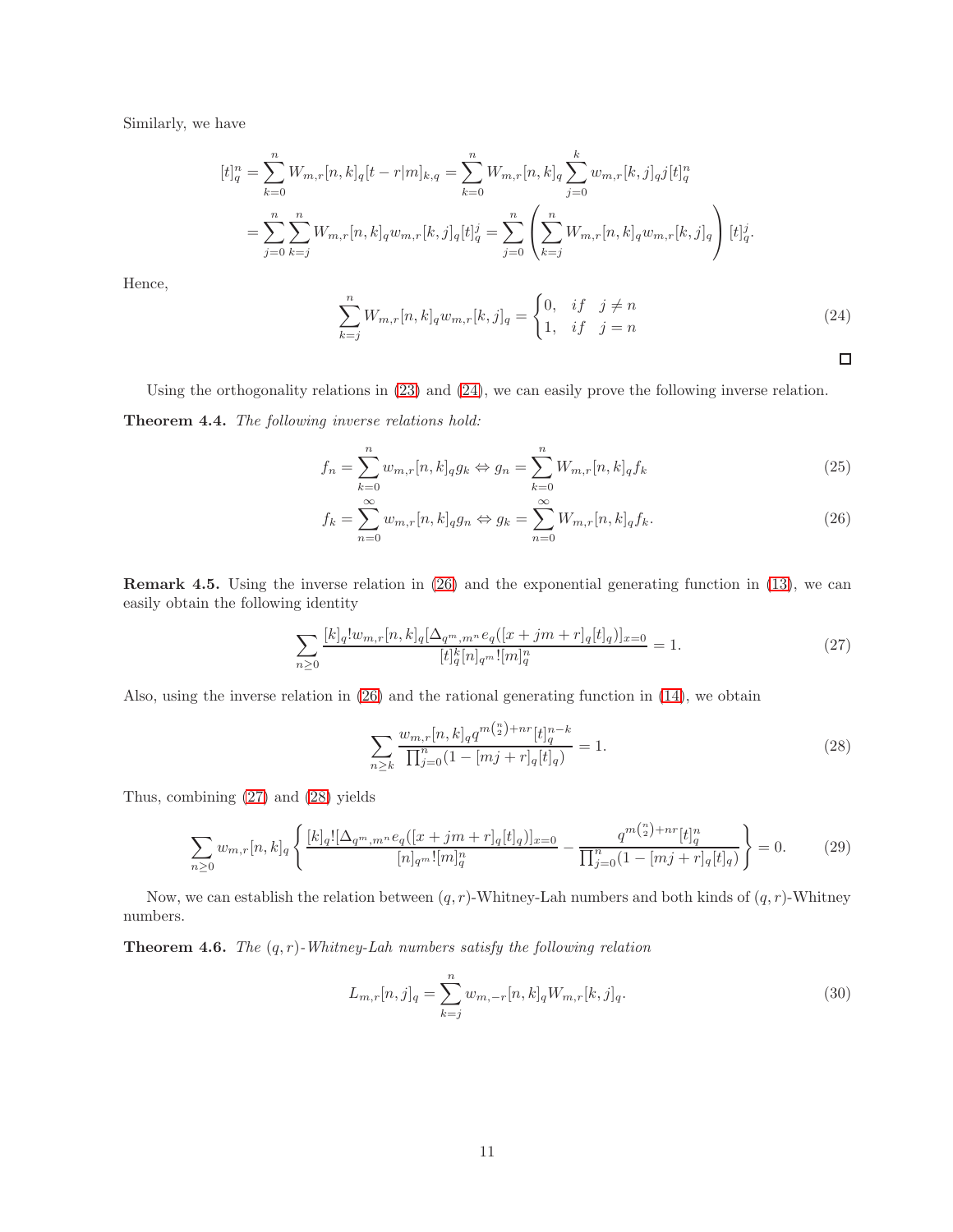Similarly, we have

$$
\begin{aligned}
[t]_q^n &= \sum_{k=0}^{n} W_{m,r}[n,k]_q [t-r|m]_{k,q} = \sum_{k=0}^{n} W_{m,r}[n,k]_q \sum_{j=0}^{k} w_{m,r}[k,j]_q j [t]_q^n \\
&= \sum_{j=0}^{n}\sum_{k=j}^{n} W_{m,r}[n,k]_q w_{m,r}[k,j]_q [t]_q^j = \sum_{j=0}^{n}\left(\sum_{k=j}^{n} W_{m,r}[n,k]_q w_{m,r}[k,j]_q\right)[t]_q^j.
\end{aligned}
$$

Hence,

$$
\sum_{k=j}^{n} W_{m,r}[n,k]_q w_{m,r}[k,j]_q = \begin{cases} 0, & if \quad j \neq n \\ 1, & if \quad j = n \end{cases} \tag{24}
$$

□

Using the orthogonality relations in (23) and (24), we can easily prove the following inverse relation.

**Theorem 4.4.** *The following inverse relations hold:*

$$
f_n = \sum_{k=0}^{n} w_{m,r}[n,k]_q g_k \Leftrightarrow g_n = \sum_{k=0}^{n} W_{m,r}[n,k]_q f_k \tag{25}
$$

$$
f_k = \sum_{n=0}^{\infty} w_{m,r}[n,k]_q g_n \Leftrightarrow g_k = \sum_{n=0}^{\infty} W_{m,r}[n,k]_q f_k. \tag{26}
$$

**Remark 4.5.** Using the inverse relation in (26) and the exponential generating function in (13), we can easily obtain the following identity

$$
\sum_{n\geq 0} \frac{[k]_q! w_{m,r}[n,k]_q [\Delta_{q^m,m^n} e_q([x+jm+r]_q[t]_q)]_{x=0}}{[t]_q^k [n]_{q^m}! [m]_q^n} = 1. \tag{27}
$$

Also, using the inverse relation in (26) and the rational generating function in (14), we obtain

$$
\sum_{n\geq k} \frac{w_{m,r}[n,k]_q q^{m\binom{n}{2}+nr}[t]_q^{n-k}}{\prod_{j=0}^{n}(1-[mj+r]_q[t]_q)} = 1. \tag{28}
$$

Thus, combining (27) and (28) yields

$$
\sum_{n\geq 0} w_{m,r}[n,k]_q \left\{ \frac{[k]_q! [\Delta_{q^m,m^n} e_q([x+jm+r]_q[t]_q)]_{x=0}}{[n]_{q^m}! [m]_q^n} - \frac{q^{m\binom{n}{2}+nr}[t]_q^n}{\prod_{j=0}^{n}(1-[mj+r]_q[t]_q)} \right\} = 0. \tag{29}
$$

Now, we can establish the relation between $(q,r)$-Whitney-Lah numbers and both kinds of $(q,r)$-Whitney numbers.

**Theorem 4.6.** *The $(q,r)$-Whitney-Lah numbers satisfy the following relation*

$$
L_{m,r}[n,j]_q = \sum_{k=j}^{n} w_{m,-r}[n,k]_q W_{m,r}[k,j]_q. \tag{30}
$$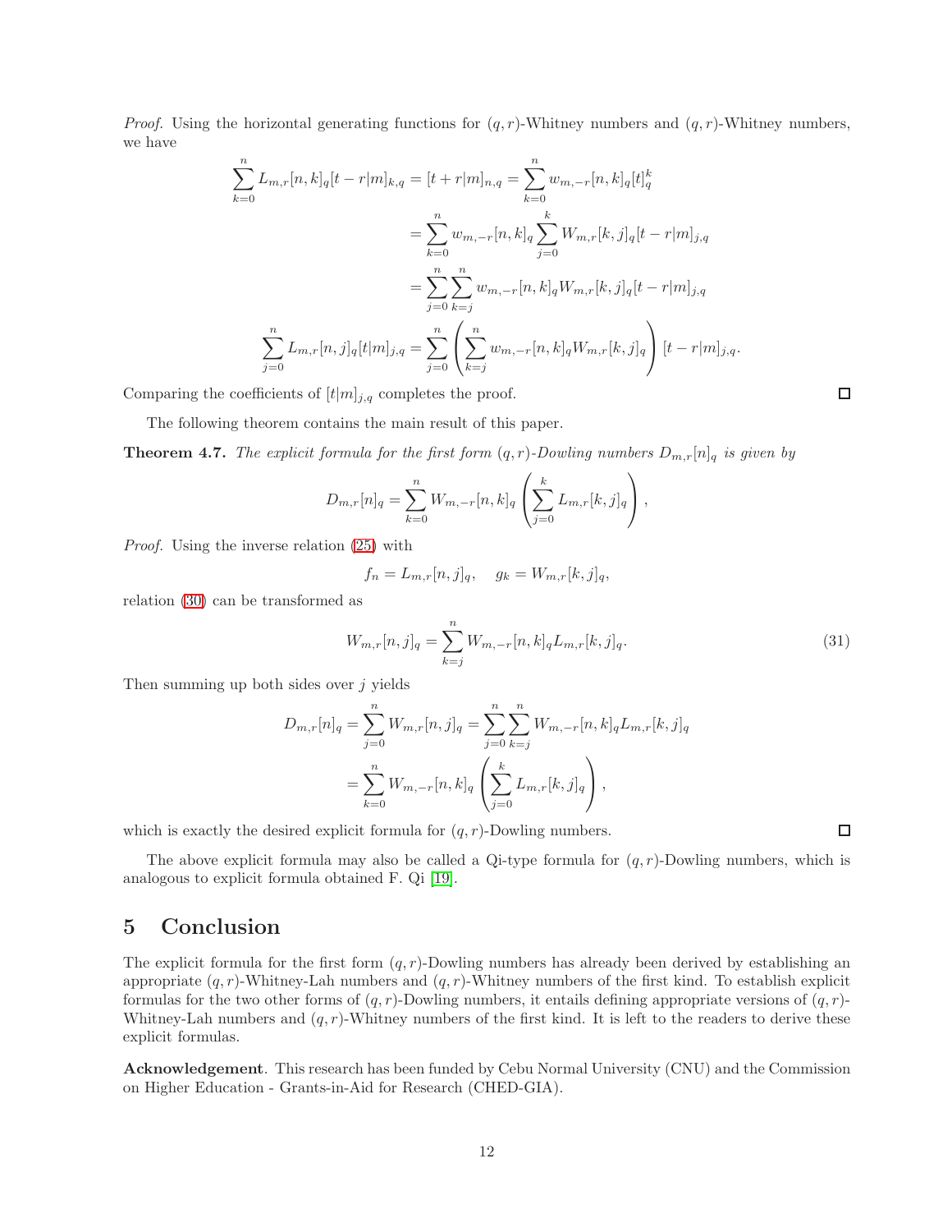*Proof.* Using the horizontal generating functions for $(q,r)$-Whitney numbers and $(q,r)$-Whitney numbers, we have

$$\begin{aligned}
\sum_{k=0}^{n} L_{m,r}[n,k]_q [t-r|m]_{k,q} = [t+r|m]_{n,q} &= \sum_{k=0}^{n} w_{m,-r}[n,k]_q [t]_q^k \\
&= \sum_{k=0}^{n} w_{m,-r}[n,k]_q \sum_{j=0}^{k} W_{m,r}[k,j]_q [t-r|m]_{j,q} \\
&= \sum_{j=0}^{n} \sum_{k=j}^{n} w_{m,-r}[n,k]_q W_{m,r}[k,j]_q [t-r|m]_{j,q} \\
\sum_{j=0}^{n} L_{m,r}[n,j]_q [t|m]_{j,q} &= \sum_{j=0}^{n} \left( \sum_{k=j}^{n} w_{m,-r}[n,k]_q W_{m,r}[k,j]_q \right) [t-r|m]_{j,q}.
\end{aligned}$$

Comparing the coefficients of $[t|m]_{j,q}$ completes the proof. □

The following theorem contains the main result of this paper.

**Theorem 4.7.** *The explicit formula for the first form $(q,r)$-Dowling numbers $D_{m,r}[n]_q$ is given by*

$$D_{m,r}[n]_q = \sum_{k=0}^{n} W_{m,-r}[n,k]_q \left( \sum_{j=0}^{k} L_{m,r}[k,j]_q \right),$$

*Proof.* Using the inverse relation (25) with

$$f_n = L_{m,r}[n,j]_q, \quad g_k = W_{m,r}[k,j]_q,$$

relation (30) can be transformed as

$$W_{m,r}[n,j]_q = \sum_{k=j}^{n} W_{m,-r}[n,k]_q L_{m,r}[k,j]_q. \tag{31}$$

Then summing up both sides over $j$ yields

$$\begin{aligned}
D_{m,r}[n]_q = \sum_{j=0}^{n} W_{m,r}[n,j]_q &= \sum_{j=0}^{n} \sum_{k=j}^{n} W_{m,-r}[n,k]_q L_{m,r}[k,j]_q \\
&= \sum_{k=0}^{n} W_{m,-r}[n,k]_q \left( \sum_{j=0}^{k} L_{m,r}[k,j]_q \right),
\end{aligned}$$

which is exactly the desired explicit formula for $(q,r)$-Dowling numbers. □

The above explicit formula may also be called a Qi-type formula for $(q,r)$-Dowling numbers, which is analogous to explicit formula obtained F. Qi [19].

## 5 Conclusion

The explicit formula for the first form $(q,r)$-Dowling numbers has already been derived by establishing an appropriate $(q,r)$-Whitney-Lah numbers and $(q,r)$-Whitney numbers of the first kind. To establish explicit formulas for the two other forms of $(q,r)$-Dowling numbers, it entails defining appropriate versions of $(q,r)$-Whitney-Lah numbers and $(q,r)$-Whitney numbers of the first kind. It is left to the readers to derive these explicit formulas.

**Acknowledgement**. This research has been funded by Cebu Normal University (CNU) and the Commission on Higher Education - Grants-in-Aid for Research (CHED-GIA).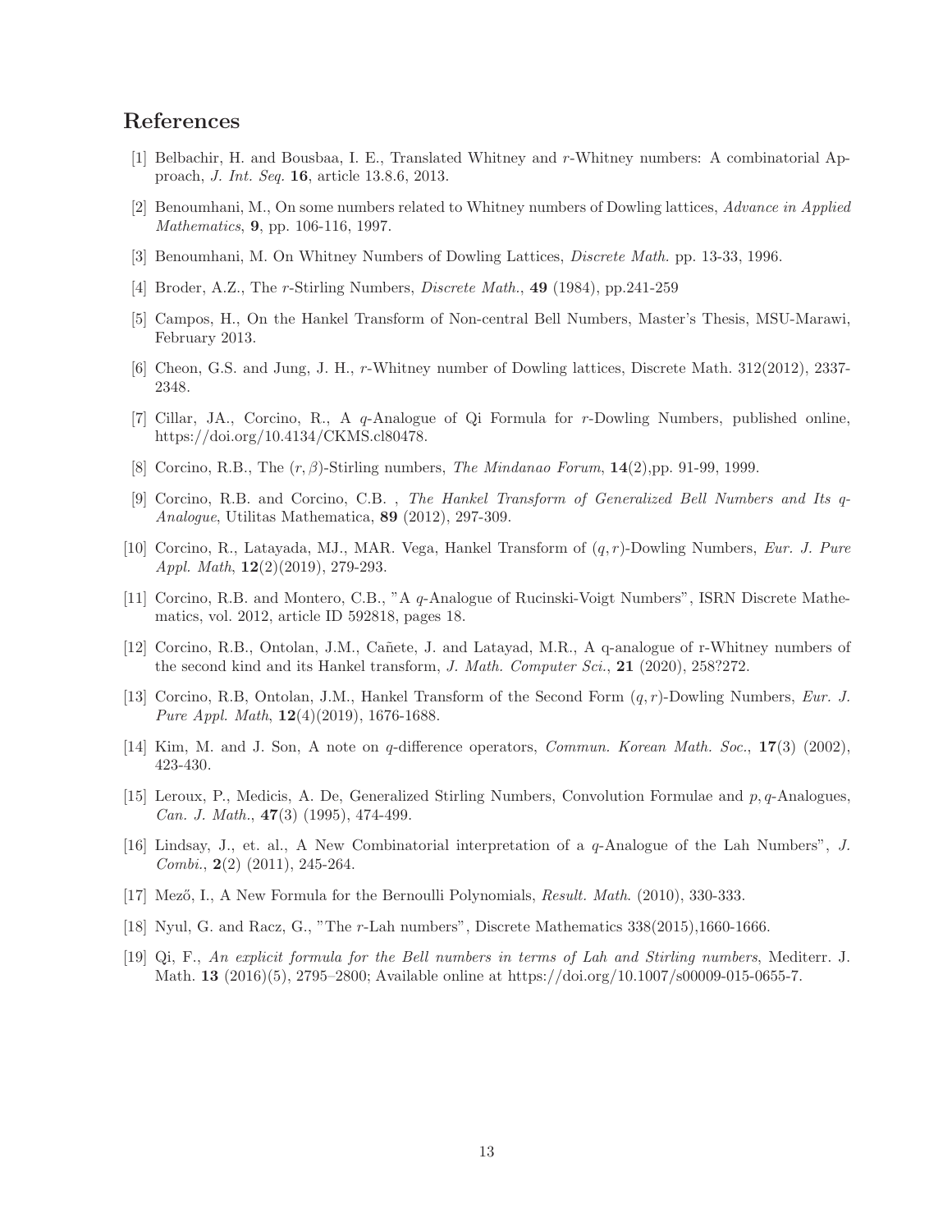## References

[1] Belbachir, H. and Bousbaa, I. E., Translated Whitney and $r$-Whitney numbers: A combinatorial Approach, *J. Int. Seq.* **16**, article 13.8.6, 2013.

[2] Benoumhani, M., On some numbers related to Whitney numbers of Dowling lattices, *Advance in Applied Mathematics*, **9**, pp. 106-116, 1997.

[3] Benoumhani, M. On Whitney Numbers of Dowling Lattices, *Discrete Math.* pp. 13-33, 1996.

[4] Broder, A.Z., The $r$-Stirling Numbers, *Discrete Math.*, **49** (1984), pp.241-259

[5] Campos, H., On the Hankel Transform of Non-central Bell Numbers, Master's Thesis, MSU-Marawi, February 2013.

[6] Cheon, G.S. and Jung, J. H., $r$-Whitney number of Dowling lattices, Discrete Math. 312(2012), 2337-2348.

[7] Cillar, JA., Corcino, R., A $q$-Analogue of Qi Formula for $r$-Dowling Numbers, published online, https://doi.org/10.4134/CKMS.cl80478.

[8] Corcino, R.B., The $(r,\beta)$-Stirling numbers, *The Mindanao Forum*, **14**(2),pp. 91-99, 1999.

[9] Corcino, R.B. and Corcino, C.B. , *The Hankel Transform of Generalized Bell Numbers and Its q-Analogue*, Utilitas Mathematica, **89** (2012), 297-309.

[10] Corcino, R., Latayada, MJ., MAR. Vega, Hankel Transform of $(q,r)$-Dowling Numbers, *Eur. J. Pure Appl. Math*, **12**(2)(2019), 279-293.

[11] Corcino, R.B. and Montero, C.B., "A $q$-Analogue of Rucinski-Voigt Numbers", ISRN Discrete Mathematics, vol. 2012, article ID 592818, pages 18.

[12] Corcino, R.B., Ontolan, J.M., Cañete, J. and Latayad, M.R., A q-analogue of r-Whitney numbers of the second kind and its Hankel transform, *J. Math. Computer Sci.*, **21** (2020), 258?272.

[13] Corcino, R.B, Ontolan, J.M., Hankel Transform of the Second Form $(q,r)$-Dowling Numbers, *Eur. J. Pure Appl. Math*, **12**(4)(2019), 1676-1688.

[14] Kim, M. and J. Son, A note on $q$-difference operators, *Commun. Korean Math. Soc.*, **17**(3) (2002), 423-430.

[15] Leroux, P., Medicis, A. De, Generalized Stirling Numbers, Convolution Formulae and $p,q$-Analogues, *Can. J. Math.*, **47**(3) (1995), 474-499.

[16] Lindsay, J., et. al., A New Combinatorial interpretation of a $q$-Analogue of the Lah Numbers", *J. Combi.*, **2**(2) (2011), 245-264.

[17] Mező, I., A New Formula for the Bernoulli Polynomials, *Result. Math.* (2010), 330-333.

[18] Nyul, G. and Racz, G., "The $r$-Lah numbers", Discrete Mathematics 338(2015),1660-1666.

[19] Qi, F., *An explicit formula for the Bell numbers in terms of Lah and Stirling numbers*, Mediterr. J. Math. **13** (2016)(5), 2795–2800; Available online at https://doi.org/10.1007/s00009-015-0655-7.